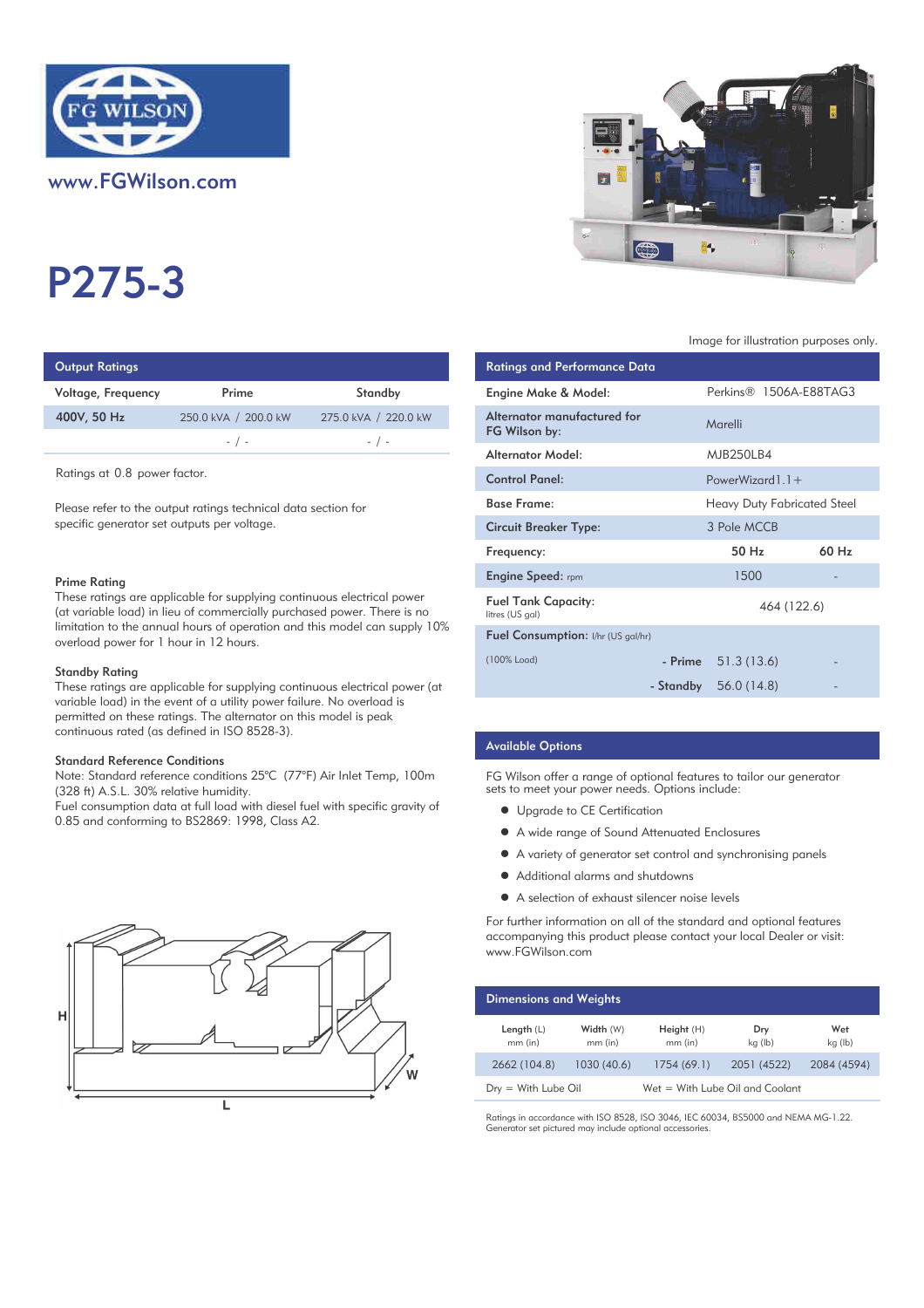www.FGWilson.com

# P275-3

Image for illustration purposes only.

## Output Ratings

| Voltage, Frequency | Prime | Standby |
|---|---|---|
| 400V, 50 Hz | 250.0 kVA / 200.0 kW | 275.0 kVA / 220.0 kW |
| | - / - | - / - |

Ratings at 0.8 power factor.

Please refer to the output ratings technical data section for specific generator set outputs per voltage.

### Prime Rating

These ratings are applicable for supplying continuous electrical power (at variable load) in lieu of commercially purchased power. There is no limitation to the annual hours of operation and this model can supply 10% overload power for 1 hour in 12 hours.

### Standby Rating

These ratings are applicable for supplying continuous electrical power (at variable load) in the event of a utility power failure. No overload is permitted on these ratings. The alternator on this model is peak continuous rated (as defined in ISO 8528-3).

### Standard Reference Conditions

Note: Standard reference conditions 25°C (77°F) Air Inlet Temp, 100m (328 ft) A.S.L. 30% relative humidity.
Fuel consumption data at full load with diesel fuel with specific gravity of 0.85 and conforming to BS2869: 1998, Class A2.

## Ratings and Performance Data

| | | |
|---|---|---|
| Engine Make & Model: | Perkins® 1506A-E88TAG3 | |
| Alternator manufactured for FG Wilson by: | Marelli | |
| Alternator Model: | MJB250LB4 | |
| Control Panel: | PowerWizard1.1+ | |
| Base Frame: | Heavy Duty Fabricated Steel | |
| Circuit Breaker Type: | 3 Pole MCCB | |
| Frequency: | 50 Hz | 60 Hz |
| Engine Speed: rpm | 1500 | - |
| Fuel Tank Capacity: litres (US gal) | 464 (122.6) | |
| Fuel Consumption: l/hr (US gal/hr) (100% Load) - Prime | 51.3 (13.6) | - |
| - Standby | 56.0 (14.8) | - |

## Available Options

FG Wilson offer a range of optional features to tailor our generator sets to meet your power needs. Options include:

- Upgrade to CE Certification
- A wide range of Sound Attenuated Enclosures
- A variety of generator set control and synchronising panels
- Additional alarms and shutdowns
- A selection of exhaust silencer noise levels

For further information on all of the standard and optional features accompanying this product please contact your local Dealer or visit: www.FGWilson.com

## Dimensions and Weights

| Length (L) mm (in) | Width (W) mm (in) | Height (H) mm (in) | Dry kg (lb) | Wet kg (lb) |
|---|---|---|---|---|
| 2662 (104.8) | 1030 (40.6) | 1754 (69.1) | 2051 (4522) | 2084 (4594) |

Dry = With Lube Oil    Wet = With Lube Oil and Coolant

Ratings in accordance with ISO 8528, ISO 3046, IEC 60034, BS5000 and NEMA MG-1.22.
Generator set pictured may include optional accessories.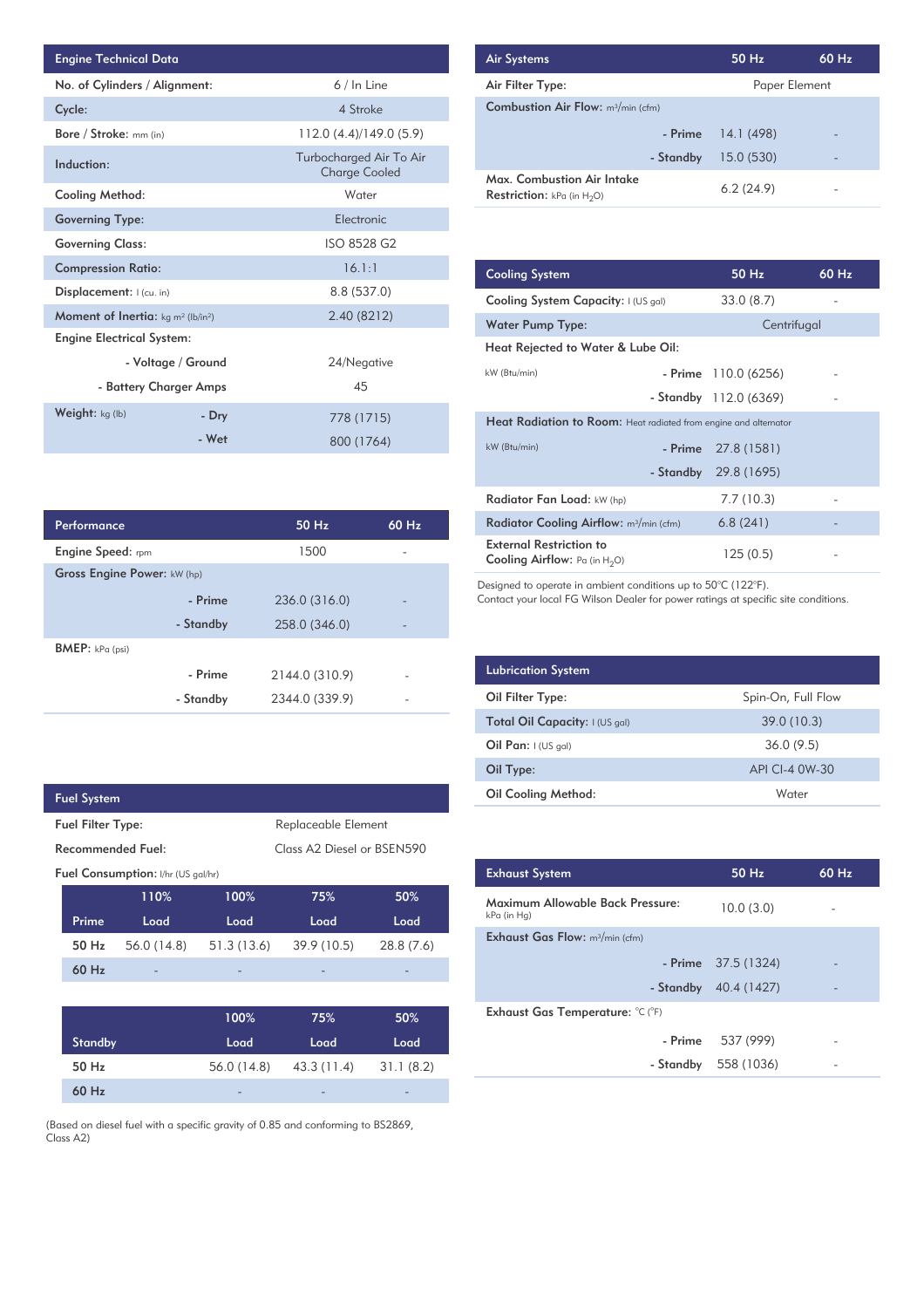| Engine Technical Data | | |
|---|---|---|
| No. of Cylinders / Alignment: | | 6 / In Line |
| Cycle: | | 4 Stroke |
| Bore / Stroke: mm (in) | | 112.0 (4.4)/149.0 (5.9) |
| Induction: | | Turbocharged Air To Air Charge Cooled |
| Cooling Method: | | Water |
| Governing Type: | | Electronic |
| Governing Class: | | ISO 8528 G2 |
| Compression Ratio: | | 16.1:1 |
| Displacement: l (cu. in) | | 8.8 (537.0) |
| Moment of Inertia: kg m² (lb/in²) | | 2.40 (8212) |
| Engine Electrical System: | | |
| | - Voltage / Ground | 24/Negative |
| | - Battery Charger Amps | 45 |
| Weight: kg (lb) | - Dry | 778 (1715) |
| | - Wet | 800 (1764) |

| Performance | | 50 Hz | 60 Hz |
|---|---|---|---|
| Engine Speed: rpm | | 1500 | - |
| Gross Engine Power: kW (hp) | | | |
| | - Prime | 236.0 (316.0) | - |
| | - Standby | 258.0 (346.0) | - |
| BMEP: kPa (psi) | | | |
| | - Prime | 2144.0 (310.9) | - |
| | - Standby | 2344.0 (339.9) | - |

| Fuel System | |
|---|---|
| Fuel Filter Type: | Replaceable Element |
| Recommended Fuel: | Class A2 Diesel or BSEN590 |

Fuel Consumption: l/hr (US gal/hr)

| Prime | 110% Load | 100% Load | 75% Load | 50% Load |
|---|---|---|---|---|
| 50 Hz | 56.0 (14.8) | 51.3 (13.6) | 39.9 (10.5) | 28.8 (7.6) |
| 60 Hz | - | - | - | - |

| Standby | 100% Load | 75% Load | 50% Load |
|---|---|---|---|
| 50 Hz | 56.0 (14.8) | 43.3 (11.4) | 31.1 (8.2) |
| 60 Hz | - | - | - |

(Based on diesel fuel with a specific gravity of 0.85 and conforming to BS2869, Class A2)

| Air Systems | | 50 Hz | 60 Hz |
|---|---|---|---|
| Air Filter Type: | | Paper Element | |
| Combustion Air Flow: m³/min (cfm) | | | |
| | - Prime | 14.1 (498) | - |
| | - Standby | 15.0 (530) | - |
| Max. Combustion Air Intake Restriction: kPa (in $H_2O$) | | 6.2 (24.9) | - |

| Cooling System | | 50 Hz | 60 Hz |
|---|---|---|---|
| Cooling System Capacity: l (US gal) | | 33.0 (8.7) | - |
| Water Pump Type: | | Centrifugal | |
| Heat Rejected to Water & Lube Oil: | | | |
| kW (Btu/min) | - Prime | 110.0 (6256) | - |
| | - Standby | 112.0 (6369) | - |
| Heat Radiation to Room: Heat radiated from engine and alternator | | | |
| kW (Btu/min) | - Prime | 27.8 (1581) | - |
| | - Standby | 29.8 (1695) | - |
| Radiator Fan Load: kW (hp) | | 7.7 (10.3) | - |
| Radiator Cooling Airflow: m³/min (cfm) | | 6.8 (241) | - |
| External Restriction to Cooling Airflow: Pa (in $H_2O$) | | 125 (0.5) | - |

Designed to operate in ambient conditions up to 50°C (122°F).
Contact your local FG Wilson Dealer for power ratings at specific site conditions.

| Lubrication System | |
|---|---|
| Oil Filter Type: | Spin-On, Full Flow |
| Total Oil Capacity: l (US gal) | 39.0 (10.3) |
| Oil Pan: l (US gal) | 36.0 (9.5) |
| Oil Type: | API CI-4 0W-30 |
| Oil Cooling Method: | Water |

| Exhaust System | | 50 Hz | 60 Hz |
|---|---|---|---|
| Maximum Allowable Back Pressure: kPa (in Hg) | | 10.0 (3.0) | - |
| Exhaust Gas Flow: m³/min (cfm) | | | |
| | - Prime | 37.5 (1324) | - |
| | - Standby | 40.4 (1427) | - |
| Exhaust Gas Temperature: °C (°F) | | | |
| | - Prime | 537 (999) | - |
| | - Standby | 558 (1036) | - |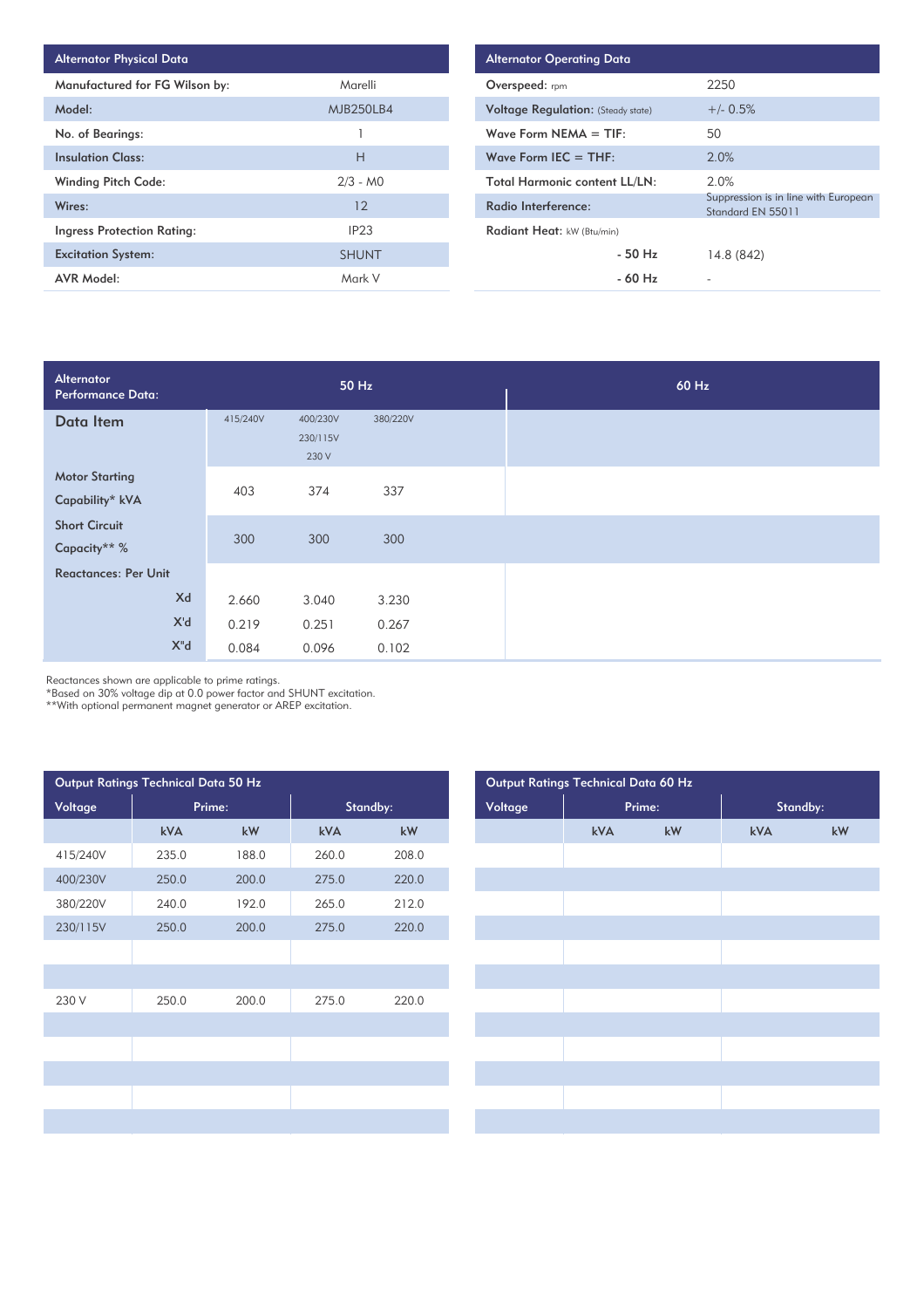| Alternator Physical Data | |
|---|---|
| Manufactured for FG Wilson by: | Marelli |
| Model: | MJB250LB4 |
| No. of Bearings: | 1 |
| Insulation Class: | H |
| Winding Pitch Code: | 2/3 - M0 |
| Wires: | 12 |
| Ingress Protection Rating: | IP23 |
| Excitation System: | SHUNT |
| AVR Model: | Mark V |

| Alternator Operating Data | |
|---|---|
| Overspeed: rpm | 2250 |
| Voltage Regulation: (Steady state) | +/- 0.5% |
| Wave Form NEMA = TIF: | 50 |
| Wave Form IEC = THF: | 2.0% |
| Total Harmonic content LL/LN: | 2.0% |
| Radio Interference: | Suppression is in line with European Standard EN 55011 |
| Radiant Heat: kW (Btu/min) | |
| - 50 Hz | 14.8 (842) |
| - 60 Hz | - |

| Alternator Performance Data: | 50 Hz | | | 60 Hz |
|---|---|---|---|---|
| Data Item | 415/240V | 400/230V 230/115V 230 V | 380/220V | |
| Motor Starting Capability* kVA | 403 | 374 | 337 | |
| Short Circuit Capacity** % | 300 | 300 | 300 | |
| Reactances: Per Unit | | | | |
| Xd | 2.660 | 3.040 | 3.230 | |
| X'd | 0.219 | 0.251 | 0.267 | |
| X"d | 0.084 | 0.096 | 0.102 | |

Reactances shown are applicable to prime ratings.
*Based on 30% voltage dip at 0.0 power factor and SHUNT excitation.
**With optional permanent magnet generator or AREP excitation.

| Output Ratings Technical Data 50 Hz | | | | |
|---|---|---|---|---|
| Voltage | Prime: | | Standby: | |
| | kVA | kW | kVA | kW |
| 415/240V | 235.0 | 188.0 | 260.0 | 208.0 |
| 400/230V | 250.0 | 200.0 | 275.0 | 220.0 |
| 380/220V | 240.0 | 192.0 | 265.0 | 212.0 |
| 230/115V | 250.0 | 200.0 | 275.0 | 220.0 |
| | | | | |
| | | | | |
| 230 V | 250.0 | 200.0 | 275.0 | 220.0 |

| Output Ratings Technical Data 60 Hz | | | | |
|---|---|---|---|---|
| Voltage | Prime: | | Standby: | |
| | kVA | kW | kVA | kW |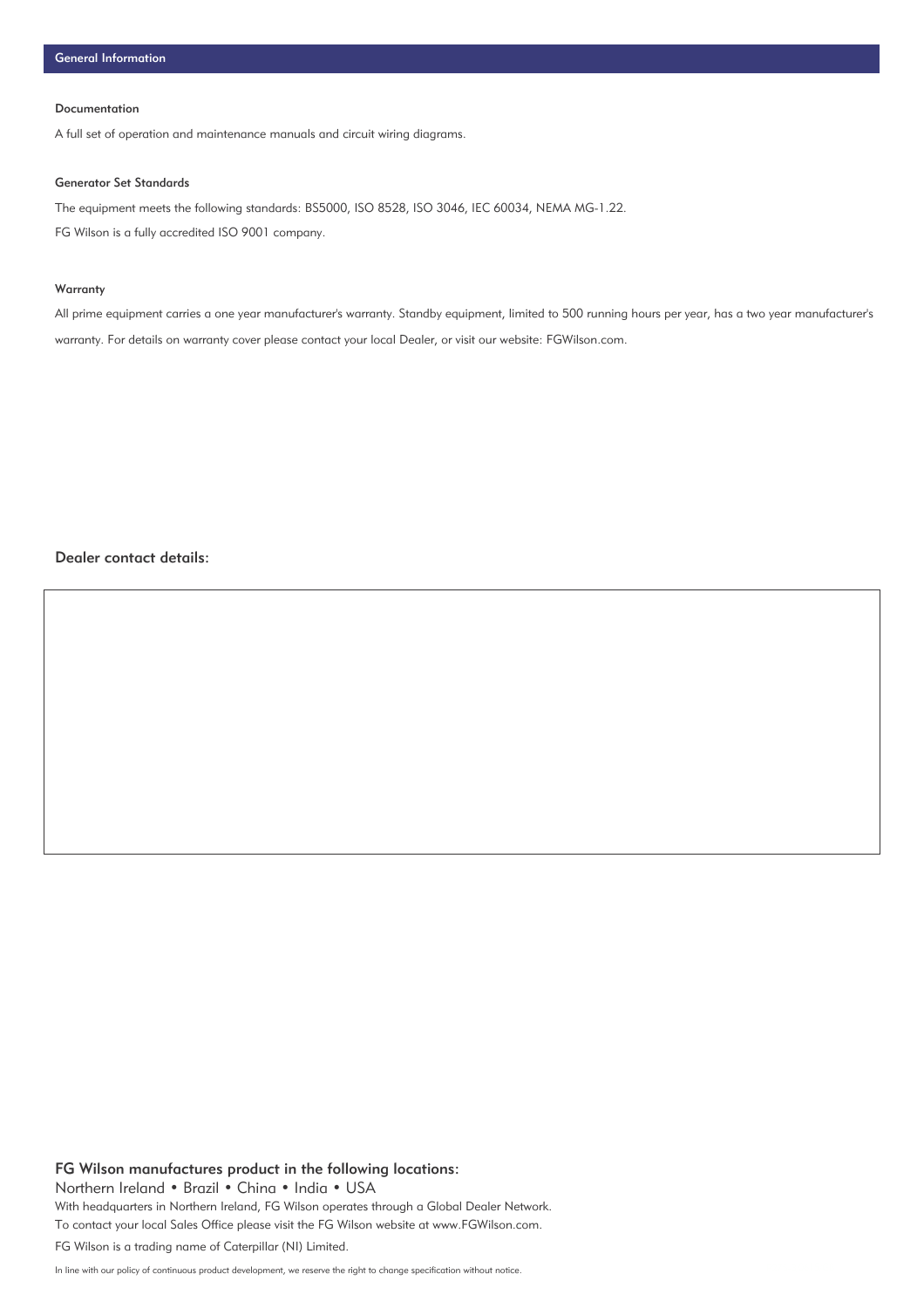## General Information

### Documentation

A full set of operation and maintenance manuals and circuit wiring diagrams.

### Generator Set Standards

The equipment meets the following standards: BS5000, ISO 8528, ISO 3046, IEC 60034, NEMA MG-1.22.

FG Wilson is a fully accredited ISO 9001 company.

### Warranty

All prime equipment carries a one year manufacturer's warranty. Standby equipment, limited to 500 running hours per year, has a two year manufacturer's warranty. For details on warranty cover please contact your local Dealer, or visit our website: FGWilson.com.

## Dealer contact details:

**FG Wilson manufactures product in the following locations:**

Northern Ireland • Brazil • China • India • USA

With headquarters in Northern Ireland, FG Wilson operates through a Global Dealer Network.

To contact your local Sales Office please visit the FG Wilson website at www.FGWilson.com.

FG Wilson is a trading name of Caterpillar (NI) Limited.

In line with our policy of continuous product development, we reserve the right to change specification without notice.